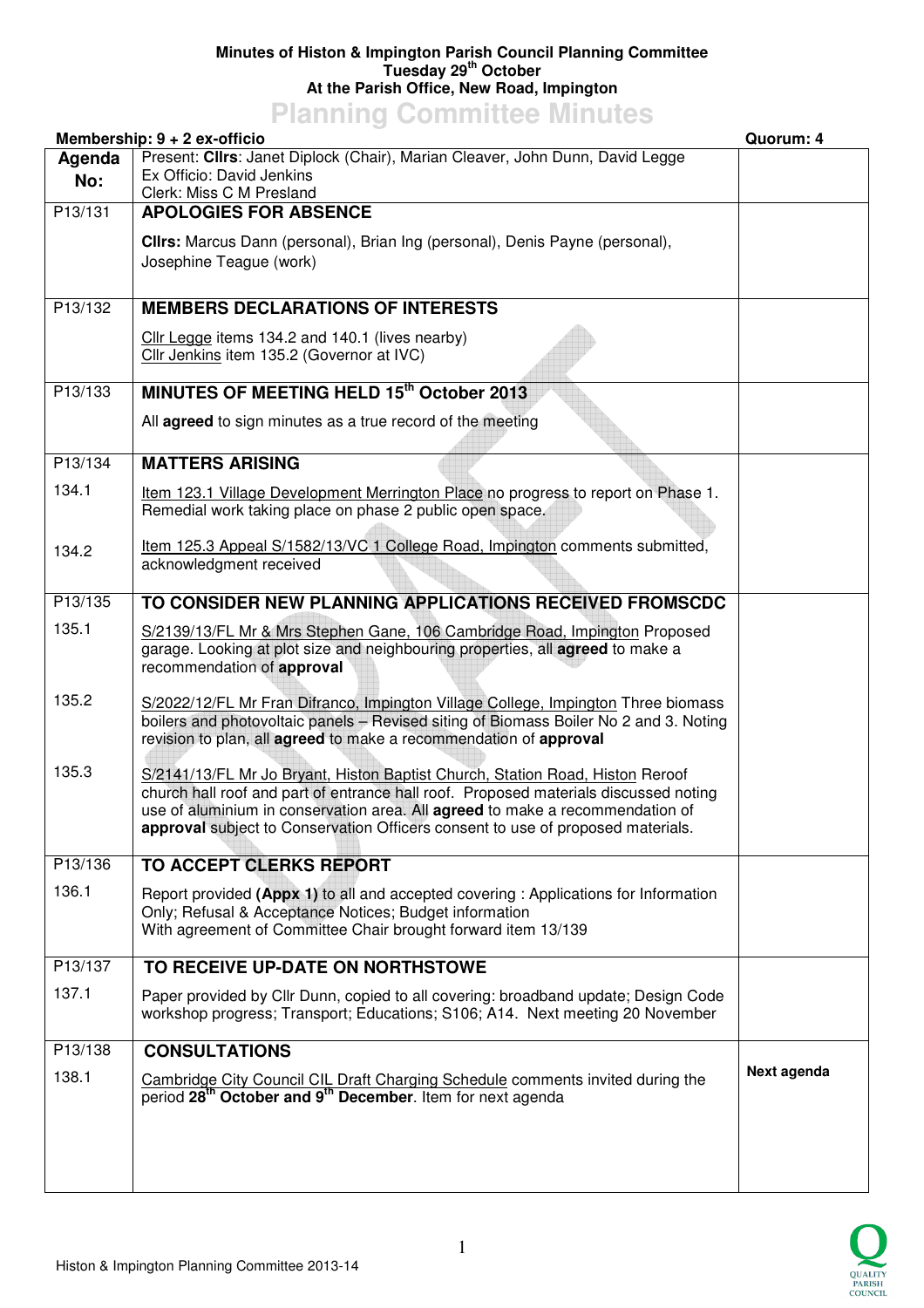**Minutes of Histon & Impington Parish Council Planning Committee**
**Tuesday 29th October**
**At the Parish Office, New Road, Impington**

# Planning Committee Minutes

**Membership: 9 + 2 ex-officio** | **Quorum: 4**

| Agenda No: | | |
|---|---|---|
| | Present: **Cllrs**: Janet Diplock (Chair), Marian Cleaver, John Dunn, David Legge<br>Ex Officio: David Jenkins<br>Clerk: Miss C M Presland | |
| P13/131 | **APOLOGIES FOR ABSENCE**<br><br>**Cllrs:** Marcus Dann (personal), Brian Ing (personal), Denis Payne (personal), Josephine Teague (work) | |
| P13/132 | **MEMBERS DECLARATIONS OF INTERESTS**<br><br>Cllr Legge items 134.2 and 140.1 (lives nearby)<br>Cllr Jenkins item 135.2 (Governor at IVC) | |
| P13/133 | **MINUTES OF MEETING HELD 15th October 2013**<br><br>All **agreed** to sign minutes as a true record of the meeting | |
| P13/134 | **MATTERS ARISING** | |
| 134.1 | Item 123.1 Village Development Merrington Place no progress to report on Phase 1. Remedial work taking place on phase 2 public open space. | |
| 134.2 | Item 125.3 Appeal S/1582/13/VC 1 College Road, Impington comments submitted, acknowledgment received | |
| P13/135 | **TO CONSIDER NEW PLANNING APPLICATIONS RECEIVED FROMSCDC** | |
| 135.1 | S/2139/13/FL Mr & Mrs Stephen Gane, 106 Cambridge Road, Impington Proposed garage. Looking at plot size and neighbouring properties, all **agreed** to make a recommendation of **approval** | |
| 135.2 | S/2022/12/FL Mr Fran Difranco, Impington Village College, Impington Three biomass boilers and photovoltaic panels – Revised siting of Biomass Boiler No 2 and 3. Noting revision to plan, all **agreed** to make a recommendation of **approval** | |
| 135.3 | S/2141/13/FL Mr Jo Bryant, Histon Baptist Church, Station Road, Histon Reroof church hall roof and part of entrance hall roof. Proposed materials discussed noting use of aluminium in conservation area. All **agreed** to make a recommendation of **approval** subject to Conservation Officers consent to use of proposed materials. | |
| P13/136 | **TO ACCEPT CLERKS REPORT** | |
| 136.1 | Report provided **(Appx 1)** to all and accepted covering : Applications for Information Only; Refusal & Acceptance Notices; Budget information<br>With agreement of Committee Chair brought forward item 13/139 | |
| P13/137 | **TO RECEIVE UP-DATE ON NORTHSTOWE** | |
| 137.1 | Paper provided by Cllr Dunn, copied to all covering: broadband update; Design Code workshop progress; Transport; Educations; S106; A14. Next meeting 20 November | |
| P13/138 | **CONSULTATIONS** | |
| 138.1 | Cambridge City Council CIL Draft Charging Schedule comments invited during the period **28th October and 9th December**. Item for next agenda | **Next agenda** |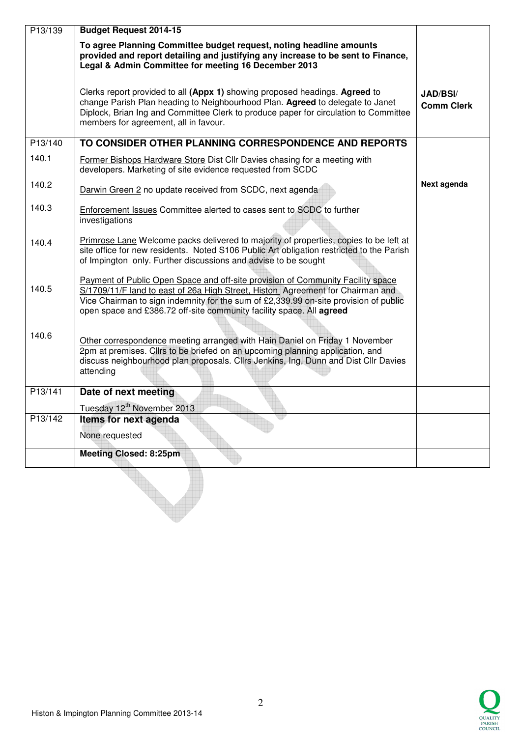| | | |
|---|---|---|
| P13/139 | **Budget Request 2014-15**<br><br>**To agree Planning Committee budget request, noting headline amounts provided and report detailing and justifying any increase to be sent to Finance, Legal & Admin Committee for meeting 16 December 2013**<br><br>Clerks report provided to all **(Appx 1)** showing proposed headings. **Agreed** to change Parish Plan heading to Neighbourhood Plan. **Agreed** to delegate to Janet Diplock, Brian Ing and Committee Clerk to produce paper for circulation to Committee members for agreement, all in favour. | **JAD/BSI/ Comm Clerk** |
| P13/140 | **TO CONSIDER OTHER PLANNING CORRESPONDENCE AND REPORTS** | |
| 140.1 | Former Bishops Hardware Store Dist Cllr Davies chasing for a meeting with developers. Marketing of site evidence requested from SCDC | |
| 140.2 | Darwin Green 2 no update received from SCDC, next agenda | **Next agenda** |
| 140.3 | Enforcement Issues Committee alerted to cases sent to SCDC to further investigations | |
| 140.4 | Primrose Lane Welcome packs delivered to majority of properties, copies to be left at site office for new residents. Noted S106 Public Art obligation restricted to the Parish of Impington only. Further discussions and advise to be sought | |
| 140.5 | Payment of Public Open Space and off-site provision of Community Facility space S/1709/11/F land to east of 26a High Street, Histon Agreement for Chairman and Vice Chairman to sign indemnity for the sum of £2,339.99 on-site provision of public open space and £386.72 off-site community facility space. All **agreed** | |
| 140.6 | Other correspondence meeting arranged with Hain Daniel on Friday 1 November 2pm at premises. Cllrs to be briefed on an upcoming planning application, and discuss neighbourhood plan proposals. Cllrs Jenkins, Ing, Dunn and Dist Cllr Davies attending | |
| P13/141 | **Date of next meeting**<br><br>Tuesday 12th November 2013 | |
| P13/142 | **Items for next agenda**<br><br>None requested | |
| | **Meeting Closed: 8:25pm** | |